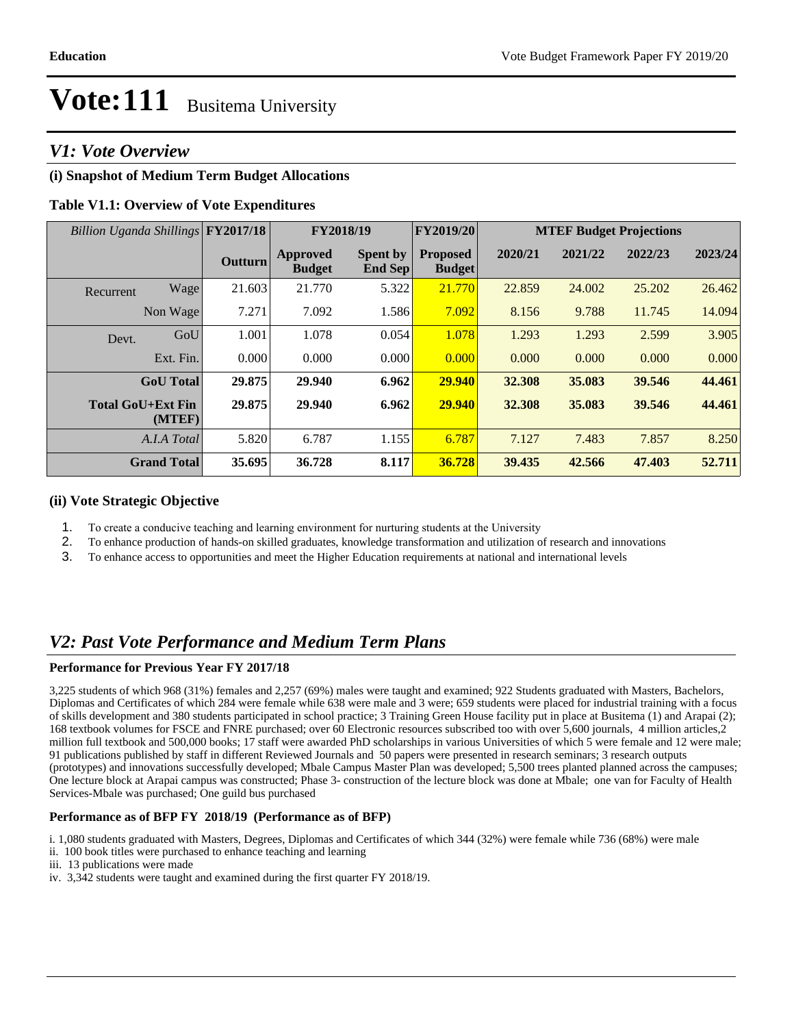# Vote:111 Busitema University

## V1: Vote Overview

### (i) Snapshot of Medium Term Budget Allocations

**Table V1.1: Overview of Vote Expenditures**

| *Billion Uganda Shillings* | | FY2017/18 | FY2018/19 | | FY2019/20 | MTEF Budget Projections | | | |
|---|---|---|---|---|---|---|---|---|---|
| | | **Outturn** | **Approved Budget** | **Spent by End Sep** | **Proposed Budget** | **2020/21** | **2021/22** | **2022/23** | **2023/24** |
| Recurrent | Wage | 21.603 | 21.770 | 5.322 | 21.770 | 22.859 | 24.002 | 25.202 | 26.462 |
| | Non Wage | 7.271 | 7.092 | 1.586 | 7.092 | 8.156 | 9.788 | 11.745 | 14.094 |
| Devt. | GoU | 1.001 | 1.078 | 0.054 | 1.078 | 1.293 | 1.293 | 2.599 | 3.905 |
| | Ext. Fin. | 0.000 | 0.000 | 0.000 | 0.000 | 0.000 | 0.000 | 0.000 | 0.000 |
| **GoU Total** | | **29.875** | **29.940** | **6.962** | **29.940** | **32.308** | **35.083** | **39.546** | **44.461** |
| **Total GoU+Ext Fin (MTEF)** | | **29.875** | **29.940** | **6.962** | **29.940** | **32.308** | **35.083** | **39.546** | **44.461** |
| *A.I.A Total* | | 5.820 | 6.787 | 1.155 | 6.787 | 7.127 | 7.483 | 7.857 | 8.250 |
| **Grand Total** | | **35.695** | **36.728** | **8.117** | **36.728** | **39.435** | **42.566** | **47.403** | **52.711** |

### (ii) Vote Strategic Objective

1. To create a conducive teaching and learning environment for nurturing students at the University
2. To enhance production of hands-on skilled graduates, knowledge transformation and utilization of research and innovations
3. To enhance access to opportunities and meet the Higher Education requirements at national and international levels

## V2: Past Vote Performance and Medium Term Plans

**Performance for Previous Year FY 2017/18**

3,225 students of which 968 (31%) females and 2,257 (69%) males were taught and examined; 922 Students graduated with Masters, Bachelors, Diplomas and Certificates of which 284 were female while 638 were male and 3 were; 659 students were placed for industrial training with a focus of skills development and 380 students participated in school practice; 3 Training Green House facility put in place at Busitema (1) and Arapai (2); 168 textbook volumes for FSCE and FNRE purchased; over 60 Electronic resources subscribed too with over 5,600 journals, 4 million articles,2 million full textbook and 500,000 books; 17 staff were awarded PhD scholarships in various Universities of which 5 were female and 12 were male; 91 publications published by staff in different Reviewed Journals and 50 papers were presented in research seminars; 3 research outputs (prototypes) and innovations successfully developed; Mbale Campus Master Plan was developed; 5,500 trees planted planned across the campuses; One lecture block at Arapai campus was constructed; Phase 3- construction of the lecture block was done at Mbale; one van for Faculty of Health Services-Mbale was purchased; One guild bus purchased

**Performance as of BFP FY 2018/19 (Performance as of BFP)**

i. 1,080 students graduated with Masters, Degrees, Diplomas and Certificates of which 344 (32%) were female while 736 (68%) were male
ii. 100 book titles were purchased to enhance teaching and learning
iii. 13 publications were made
iv. 3,342 students were taught and examined during the first quarter FY 2018/19.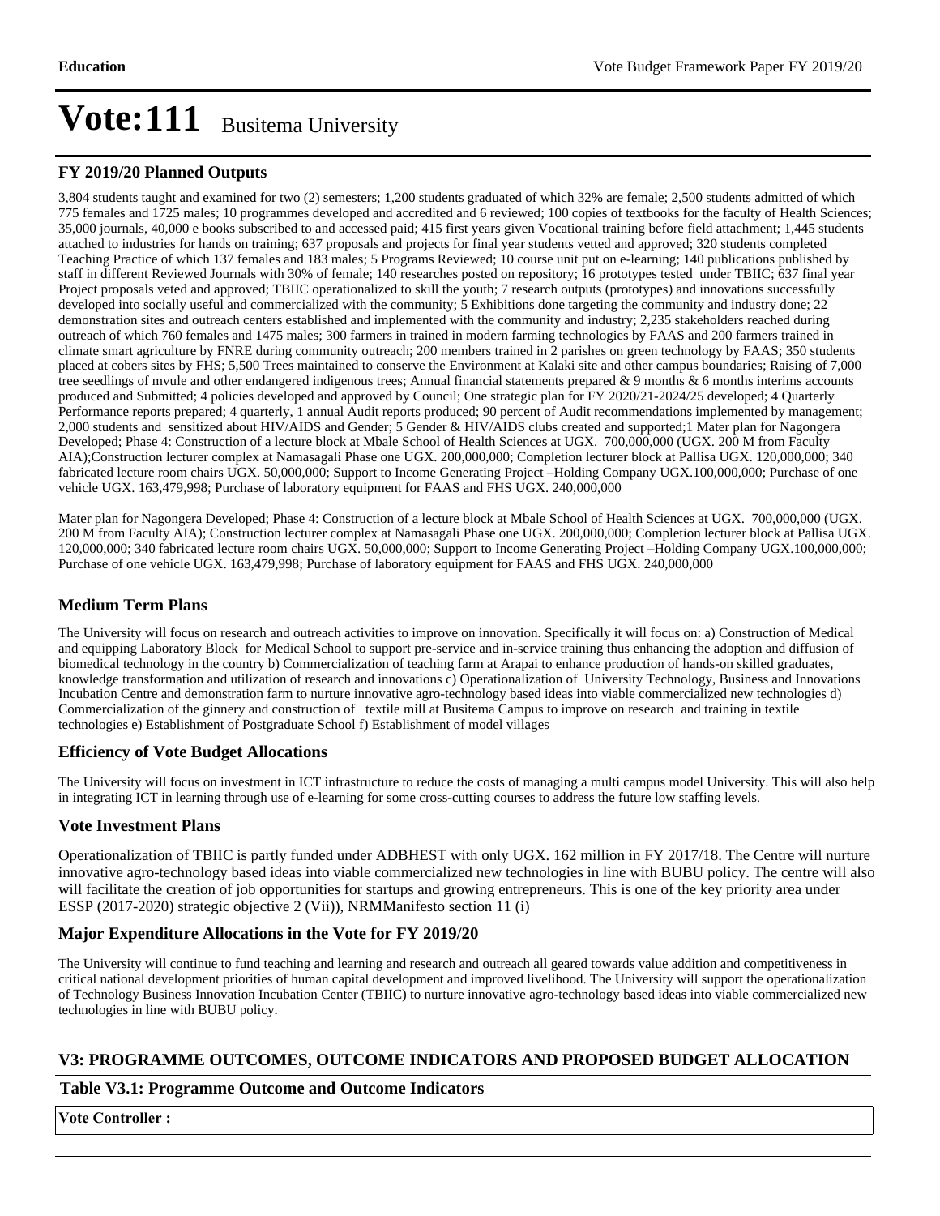# Vote:111 Busitema University

## FY 2019/20 Planned Outputs

3,804 students taught and examined for two (2) semesters; 1,200 students graduated of which 32% are female; 2,500 students admitted of which 775 females and 1725 males; 10 programmes developed and accredited and 6 reviewed; 100 copies of textbooks for the faculty of Health Sciences; 35,000 journals, 40,000 e books subscribed to and accessed paid; 415 first years given Vocational training before field attachment; 1,445 students attached to industries for hands on training; 637 proposals and projects for final year students vetted and approved; 320 students completed Teaching Practice of which 137 females and 183 males; 5 Programs Reviewed; 10 course unit put on e-learning; 140 publications published by staff in different Reviewed Journals with 30% of female; 140 researches posted on repository; 16 prototypes tested under TBIIC; 637 final year Project proposals veted and approved; TBIIC operationalized to skill the youth; 7 research outputs (prototypes) and innovations successfully developed into socially useful and commercialized with the community; 5 Exhibitions done targeting the community and industry done; 22 demonstration sites and outreach centers established and implemented with the community and industry; 2,235 stakeholders reached during outreach of which 760 females and 1475 males; 300 farmers in trained in modern farming technologies by FAAS and 200 farmers trained in climate smart agriculture by FNRE during community outreach; 200 members trained in 2 parishes on green technology by FAAS; 350 students placed at cobers sites by FHS; 5,500 Trees maintained to conserve the Environment at Kalaki site and other campus boundaries; Raising of 7,000 tree seedlings of mvule and other endangered indigenous trees; Annual financial statements prepared & 9 months & 6 months interims accounts produced and Submitted; 4 policies developed and approved by Council; One strategic plan for FY 2020/21-2024/25 developed; 4 Quarterly Performance reports prepared; 4 quarterly, 1 annual Audit reports produced; 90 percent of Audit recommendations implemented by management; 2,000 students and sensitized about HIV/AIDS and Gender; 5 Gender & HIV/AIDS clubs created and supported;1 Mater plan for Nagongera Developed; Phase 4: Construction of a lecture block at Mbale School of Health Sciences at UGX. 700,000,000 (UGX. 200 M from Faculty AIA);Construction lecturer complex at Namasagali Phase one UGX. 200,000,000; Completion lecturer block at Pallisa UGX. 120,000,000; 340 fabricated lecture room chairs UGX. 50,000,000; Support to Income Generating Project –Holding Company UGX.100,000,000; Purchase of one vehicle UGX. 163,479,998; Purchase of laboratory equipment for FAAS and FHS UGX. 240,000,000

Mater plan for Nagongera Developed; Phase 4: Construction of a lecture block at Mbale School of Health Sciences at UGX. 700,000,000 (UGX. 200 M from Faculty AIA); Construction lecturer complex at Namasagali Phase one UGX. 200,000,000; Completion lecturer block at Pallisa UGX. 120,000,000; 340 fabricated lecture room chairs UGX. 50,000,000; Support to Income Generating Project –Holding Company UGX.100,000,000; Purchase of one vehicle UGX. 163,479,998; Purchase of laboratory equipment for FAAS and FHS UGX. 240,000,000

## Medium Term Plans

The University will focus on research and outreach activities to improve on innovation. Specifically it will focus on: a) Construction of Medical and equipping Laboratory Block for Medical School to support pre-service and in-service training thus enhancing the adoption and diffusion of biomedical technology in the country b) Commercialization of teaching farm at Arapai to enhance production of hands-on skilled graduates, knowledge transformation and utilization of research and innovations c) Operationalization of University Technology, Business and Innovations Incubation Centre and demonstration farm to nurture innovative agro-technology based ideas into viable commercialized new technologies d) Commercialization of the ginnery and construction of textile mill at Busitema Campus to improve on research and training in textile technologies e) Establishment of Postgraduate School f) Establishment of model villages

## Efficiency of Vote Budget Allocations

The University will focus on investment in ICT infrastructure to reduce the costs of managing a multi campus model University. This will also help in integrating ICT in learning through use of e-learning for some cross-cutting courses to address the future low staffing levels.

## Vote Investment Plans

Operationalization of TBIIC is partly funded under ADBHEST with only UGX. 162 million in FY 2017/18. The Centre will nurture innovative agro-technology based ideas into viable commercialized new technologies in line with BUBU policy. The centre will also will facilitate the creation of job opportunities for startups and growing entrepreneurs. This is one of the key priority area under ESSP (2017-2020) strategic objective 2 (Vii)), NRMManifesto section 11 (i)

## Major Expenditure Allocations in the Vote for FY 2019/20

The University will continue to fund teaching and learning and research and outreach all geared towards value addition and competitiveness in critical national development priorities of human capital development and improved livelihood. The University will support the operationalization of Technology Business Innovation Incubation Center (TBIIC) to nurture innovative agro-technology based ideas into viable commercialized new technologies in line with BUBU policy.

## V3: PROGRAMME OUTCOMES, OUTCOME INDICATORS AND PROPOSED BUDGET ALLOCATION

### Table V3.1: Programme Outcome and Outcome Indicators

| Vote Controller : |
|---|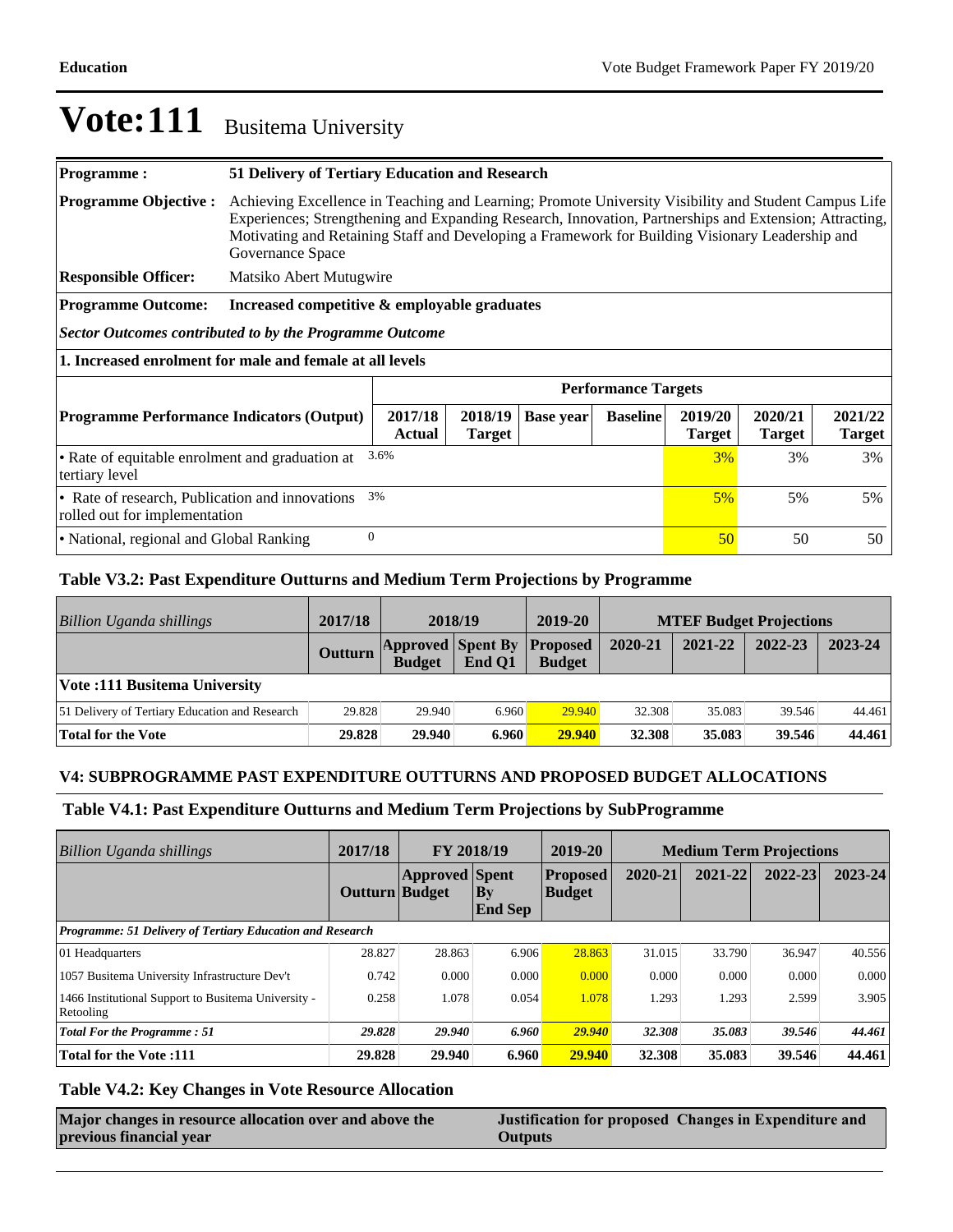# Vote:111 Busitema University

| **Programme :** | **51 Delivery of Tertiary Education and Research** |
|---|---|
| **Programme Objective :** | Achieving Excellence in Teaching and Learning; Promote University Visibility and Student Campus Life Experiences; Strengthening and Expanding Research, Innovation, Partnerships and Extension; Attracting, Motivating and Retaining Staff and Developing a Framework for Building Visionary Leadership and Governance Space |
| **Responsible Officer:** | Matsiko Abert Mutugwire |
| **Programme Outcome:** | **Increased competitive & employable graduates** |

***Sector Outcomes contributed to by the Programme Outcome***

**1. Increased enrolment for male and female at all levels**

| **Programme Performance Indicators (Output)** | **Performance Targets** | | | | | | |
|---|---|---|---|---|---|---|---|
| | **2017/18 Actual** | **2018/19 Target** | **Base year** | **Baseline** | **2019/20 Target** | **2020/21 Target** | **2021/22 Target** |
| • Rate of equitable enrolment and graduation at tertiary level | 3.6% | | | | 3% | 3% | 3% |
| • Rate of research, Publication and innovations rolled out for implementation | 3% | | | | 5% | 5% | 5% |
| • National, regional and Global Ranking | 0 | | | | 50 | 50 | 50 |

### Table V3.2: Past Expenditure Outturns and Medium Term Projections by Programme

| *Billion Uganda shillings* | **2017/18** | **2018/19** | | **2019-20** | **MTEF Budget Projections** | | | |
|---|---|---|---|---|---|---|---|---|
| | **Outturn** | **Approved Budget** | **Spent By End Q1** | **Proposed Budget** | **2020-21** | **2021-22** | **2022-23** | **2023-24** |
| **Vote :111 Busitema University** | | | | | | | | |
| 51 Delivery of Tertiary Education and Research | 29.828 | 29.940 | 6.960 | 29.940 | 32.308 | 35.083 | 39.546 | 44.461 |
| **Total for the Vote** | **29.828** | **29.940** | **6.960** | **29.940** | **32.308** | **35.083** | **39.546** | **44.461** |

## V4: SUBPROGRAMME PAST EXPENDITURE OUTTURNS AND PROPOSED BUDGET ALLOCATIONS

### Table V4.1: Past Expenditure Outturns and Medium Term Projections by SubProgramme

| *Billion Uganda shillings* | **2017/18** | **FY 2018/19** | | **2019-20** | **Medium Term Projections** | | | |
|---|---|---|---|---|---|---|---|---|
| | **Outturn** | **Approved Budget** | **Spent By End Sep** | **Proposed Budget** | **2020-21** | **2021-22** | **2022-23** | **2023-24** |
| ***Programme: 51 Delivery of Tertiary Education and Research*** | | | | | | | | |
| 01 Headquarters | 28.827 | 28.863 | 6.906 | 28.863 | 31.015 | 33.790 | 36.947 | 40.556 |
| 1057 Busitema University Infrastructure Dev't | 0.742 | 0.000 | 0.000 | 0.000 | 0.000 | 0.000 | 0.000 | 0.000 |
| 1466 Institutional Support to Busitema University - Retooling | 0.258 | 1.078 | 0.054 | 1.078 | 1.293 | 1.293 | 2.599 | 3.905 |
| ***Total For the Programme : 51*** | ***29.828*** | ***29.940*** | ***6.960*** | ***29.940*** | ***32.308*** | ***35.083*** | ***39.546*** | ***44.461*** |
| **Total for the Vote :111** | **29.828** | **29.940** | **6.960** | **29.940** | **32.308** | **35.083** | **39.546** | **44.461** |

### Table V4.2: Key Changes in Vote Resource Allocation

| **Major changes in resource allocation over and above the previous financial year** | **Justification for proposed Changes in Expenditure and Outputs** |
|---|---|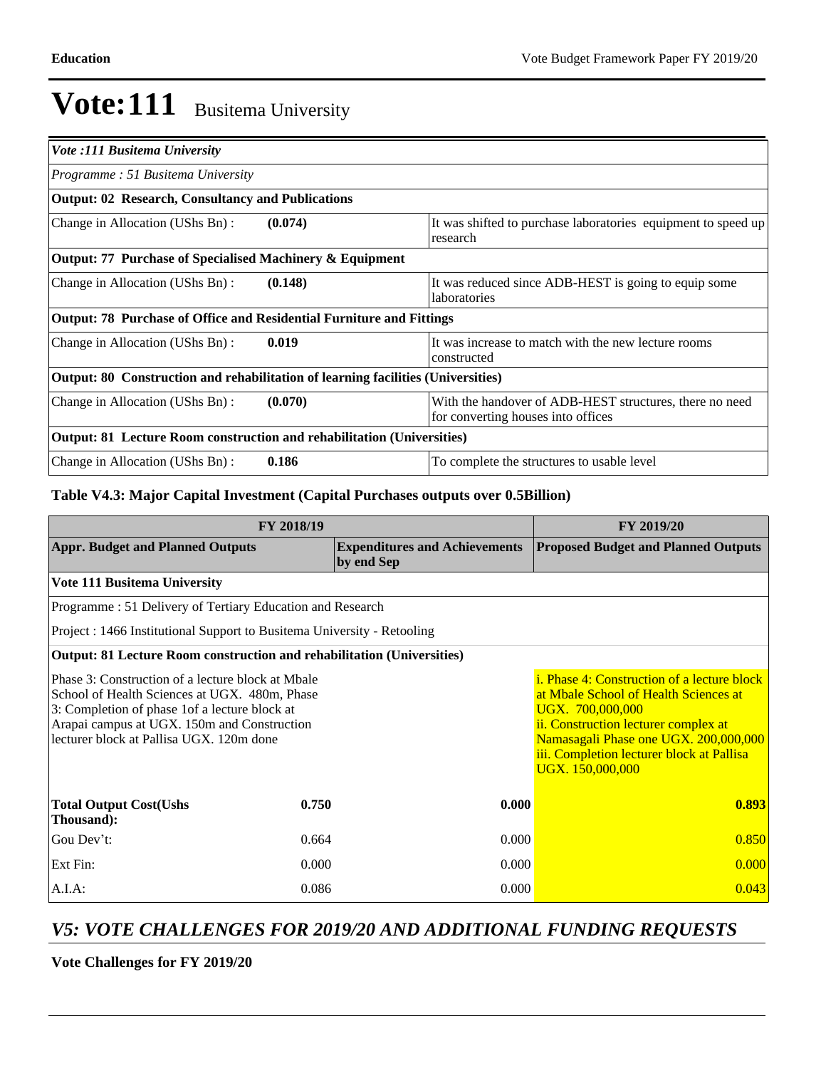# Vote:111 Busitema University

| *Vote :111 Busitema University* | | |
|---|---|---|
| *Programme : 51 Busitema University* | | |
| **Output: 02 Research, Consultancy and Publications** | | |
| Change in Allocation (UShs Bn) : | **(0.074)** | It was shifted to purchase laboratories equipment to speed up research |
| **Output: 77 Purchase of Specialised Machinery & Equipment** | | |
| Change in Allocation (UShs Bn) : | **(0.148)** | It was reduced since ADB-HEST is going to equip some laboratories |
| **Output: 78 Purchase of Office and Residential Furniture and Fittings** | | |
| Change in Allocation (UShs Bn) : | **0.019** | It was increase to match with the new lecture rooms constructed |
| **Output: 80 Construction and rehabilitation of learning facilities (Universities)** | | |
| Change in Allocation (UShs Bn) : | **(0.070)** | With the handover of ADB-HEST structures, there no need for converting houses into offices |
| **Output: 81 Lecture Room construction and rehabilitation (Universities)** | | |
| Change in Allocation (UShs Bn) : | **0.186** | To complete the structures to usable level |

**Table V4.3: Major Capital Investment (Capital Purchases outputs over 0.5Billion)**

| FY 2018/19 | | | FY 2019/20 |
|---|---|---|---|
| **Appr. Budget and Planned Outputs** | | **Expenditures and Achievements by end Sep** | **Proposed Budget and Planned Outputs** |
| **Vote 111 Busitema University** | | | |
| Programme : 51 Delivery of Tertiary Education and Research | | | |
| Project : 1466 Institutional Support to Busitema University - Retooling | | | |
| **Output: 81 Lecture Room construction and rehabilitation (Universities)** | | | |
| Phase 3: Construction of a lecture block at Mbale School of Health Sciences at UGX. 480m, Phase 3: Completion of phase 1of a lecture block at Arapai campus at UGX. 150m and Construction lecturer block at Pallisa UGX. 120m done | | | i. Phase 4: Construction of a lecture block at Mbale School of Health Sciences at UGX. 700,000,000<br>ii. Construction lecturer complex at Namasagali Phase one UGX. 200,000,000<br>iii. Completion lecturer block at Pallisa UGX. 150,000,000 |
| **Total Output Cost(Ushs Thousand):** | **0.750** | **0.000** | **0.893** |
| Gou Dev't: | 0.664 | 0.000 | 0.850 |
| Ext Fin: | 0.000 | 0.000 | 0.000 |
| A.I.A: | 0.086 | 0.000 | 0.043 |

## *V5: VOTE CHALLENGES FOR 2019/20 AND ADDITIONAL FUNDING REQUESTS*

**Vote Challenges for FY 2019/20**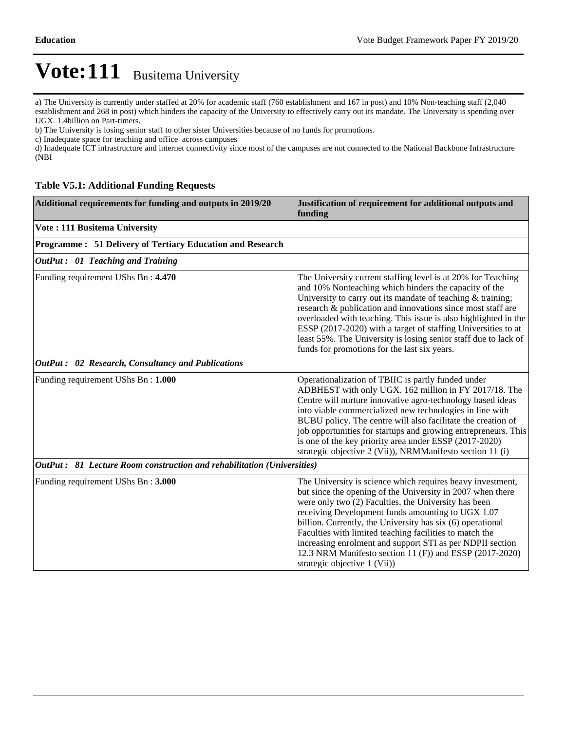# Vote:111 Busitema University

a) The University is currently under staffed at 20% for academic staff (760 establishment and 167 in post) and 10% Non-teaching staff (2,040 establishment and 268 in post) which hinders the capacity of the University to effectively carry out its mandate. The University is spending over UGX. 1.4billion on Part-timers.

b) The University is losing senior staff to other sister Universities because of no funds for promotions.

c) Inadequate space for teaching and office across campuses

d) Inadequate ICT infrastructure and internet connectivity since most of the campuses are not connected to the National Backbone Infrastructure (NBI

**Table V5.1: Additional Funding Requests**

| Additional requirements for funding and outputs in 2019/20 | Justification of requirement for additional outputs and funding |
|---|---|
| **Vote : 111 Busitema University** | |
| **Programme : 51 Delivery of Tertiary Education and Research** | |
| ***OutPut : 01 Teaching and Training*** | |
| Funding requirement UShs Bn : **4.470** | The University current staffing level is at 20% for Teaching and 10% Nonteaching which hinders the capacity of the University to carry out its mandate of teaching & training; research & publication and innovations since most staff are overloaded with teaching. This issue is also highlighted in the ESSP (2017-2020) with a target of staffing Universities to at least 55%. The University is losing senior staff due to lack of funds for promotions for the last six years. |
| ***OutPut : 02 Research, Consultancy and Publications*** | |
| Funding requirement UShs Bn : **1.000** | Operationalization of TBIIC is partly funded under ADBHEST with only UGX. 162 million in FY 2017/18. The Centre will nurture innovative agro-technology based ideas into viable commercialized new technologies in line with BUBU policy. The centre will also facilitate the creation of job opportunities for startups and growing entrepreneurs. This is one of the key priority area under ESSP (2017-2020) strategic objective 2 (Vii)), NRMManifesto section 11 (i) |
| ***OutPut : 81 Lecture Room construction and rehabilitation (Universities)*** | |
| Funding requirement UShs Bn : **3.000** | The University is science which requires heavy investment, but since the opening of the University in 2007 when there were only two (2) Faculties, the University has been receiving Development funds amounting to UGX 1.07 billion. Currently, the University has six (6) operational Faculties with limited teaching facilities to match the increasing enrolment and support STI as per NDPII section 12.3 NRM Manifesto section 11 (F)) and ESSP (2017-2020) strategic objective 1 (Vii)) |